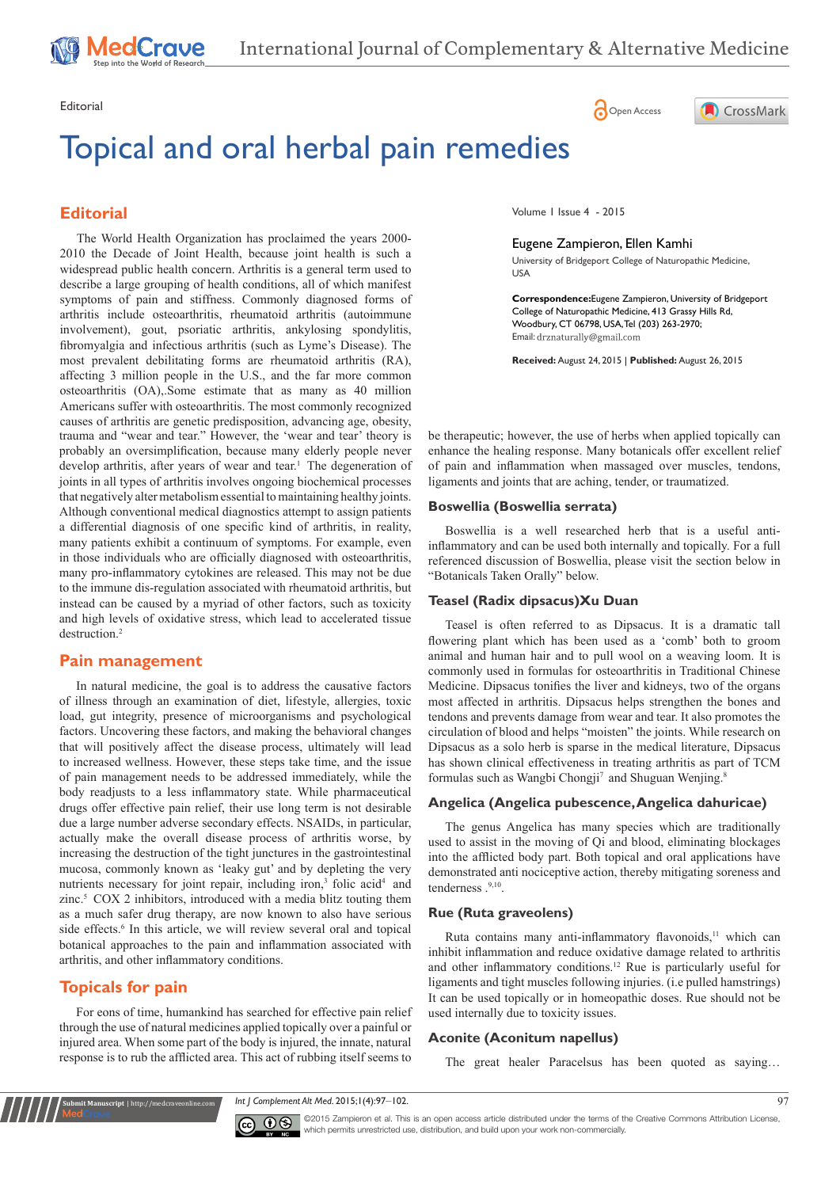Editorial

# Topical and oral herbal pain remedies

Volume 1 Issue 4 - 2015

Eugene Zampieron, Ellen Kamhi

University of Bridgeport College of Naturopathic Medicine, USA

**Correspondence:** Eugene Zampieron, University of Bridgeport College of Naturopathic Medicine, 413 Grassy Hills Rd, Woodbury, CT 06798, USA, Tel (203) 263-2970; Email: drznaturally@gmail.com

**Received:** August 24, 2015 | **Published:** August 26, 2015

## Editorial

The World Health Organization has proclaimed the years 2000-2010 the Decade of Joint Health, because joint health is such a widespread public health concern. Arthritis is a general term used to describe a large grouping of health conditions, all of which manifest symptoms of pain and stiffness. Commonly diagnosed forms of arthritis include osteoarthritis, rheumatoid arthritis (autoimmune involvement), gout, psoriatic arthritis, ankylosing spondylitis, fibromyalgia and infectious arthritis (such as Lyme's Disease). The most prevalent debilitating forms are rheumatoid arthritis (RA), affecting 3 million people in the U.S., and the far more common osteoarthritis (OA),.Some estimate that as many as 40 million Americans suffer with osteoarthritis. The most commonly recognized causes of arthritis are genetic predisposition, advancing age, obesity, trauma and "wear and tear." However, the 'wear and tear' theory is probably an oversimplification, because many elderly people never develop arthritis, after years of wear and tear.[1] The degeneration of joints in all types of arthritis involves ongoing biochemical processes that negatively alter metabolism essential to maintaining healthy joints. Although conventional medical diagnostics attempt to assign patients a differential diagnosis of one specific kind of arthritis, in reality, many patients exhibit a continuum of symptoms. For example, even in those individuals who are officially diagnosed with osteoarthritis, many pro-inflammatory cytokines are released. This may not be due to the immune dis-regulation associated with rheumatoid arthritis, but instead can be caused by a myriad of other factors, such as toxicity and high levels of oxidative stress, which lead to accelerated tissue destruction.[2]

## Pain management

In natural medicine, the goal is to address the causative factors of illness through an examination of diet, lifestyle, allergies, toxic load, gut integrity, presence of microorganisms and psychological factors. Uncovering these factors, and making the behavioral changes that will positively affect the disease process, ultimately will lead to increased wellness. However, these steps take time, and the issue of pain management needs to be addressed immediately, while the body readjusts to a less inflammatory state. While pharmaceutical drugs offer effective pain relief, their use long term is not desirable due a large number adverse secondary effects. NSAIDs, in particular, actually make the overall disease process of arthritis worse, by increasing the destruction of the tight junctures in the gastrointestinal mucosa, commonly known as 'leaky gut' and by depleting the key nutrients necessary for joint repair, including iron,[3] folic acid[4] and zinc.[5] COX 2 inhibitors, introduced with a media blitz touting them as a much safer drug therapy, are now known to also have serious side effects.[6] In this article, we will review several oral and topical botanical approaches to the pain and inflammation associated with arthritis, and other inflammatory conditions.

## Topicals for pain

For eons of time, humankind has searched for effective pain relief through the use of natural medicines applied topically over a painful or injured area. When some part of the body is injured, the innate, natural response is to rub the afflicted area. This act of rubbing itself seems to be therapeutic; however, the use of herbs when applied topically can enhance the healing response. Many botanicals offer excellent relief of pain and inflammation when massaged over muscles, tendons, ligaments and joints that are aching, tender, or traumatized.

### Boswellia (Boswellia serrata)

Boswellia is a well researched herb that is a useful anti-inflammatory and can be used both internally and topically. For a full referenced discussion of Boswellia, please visit the section below in "Botanicals Taken Orally" below.

### Teasel (Radix dipsacus)Xu Duan

Teasel is often referred to as Dipsacus. It is a dramatic tall flowering plant which has been used as a 'comb' both to groom animal and human hair and to pull wool on a weaving loom. It is commonly used in formulas for osteoarthritis in Traditional Chinese Medicine. Dipsacus tonifies the liver and kidneys, two of the organs most affected in arthritis. Dipsacus helps strengthen the bones and tendons and prevents damage from wear and tear. It also promotes the circulation of blood and helps "moisten" the joints. While research on Dipsacus as a solo herb is sparse in the medical literature, Dipsacus has shown clinical effectiveness in treating arthritis as part of TCM formulas such as Wangbi Chongji[7] and Shuguan Wenjing.[8]

### Angelica (Angelica pubescence, Angelica dahuricae)

The genus Angelica has many species which are traditionally used to assist in the moving of Qi and blood, eliminating blockages into the afflicted body part. Both topical and oral applications have demonstrated anti nociceptive action, thereby mitigating soreness and tenderness .[9,10].

### Rue (Ruta graveolens)

Ruta contains many anti-inflammatory flavonoids,[11] which can inhibit inflammation and reduce oxidative damage related to arthritis and other inflammatory conditions.[12] Rue is particularly useful for ligaments and tight muscles following injuries. (i.e pulled hamstrings) It can be used topically or in homeopathic doses. Rue should not be used internally due to toxicity issues.

### Aconite (Aconitum napellus)

The great healer Paracelsus has been quoted as saying…

©2015 Zampieron et al. This is an open access article distributed under the terms of the Creative Commons Attribution License, which permits unrestricted use, distribution, and build upon your work non-commercially.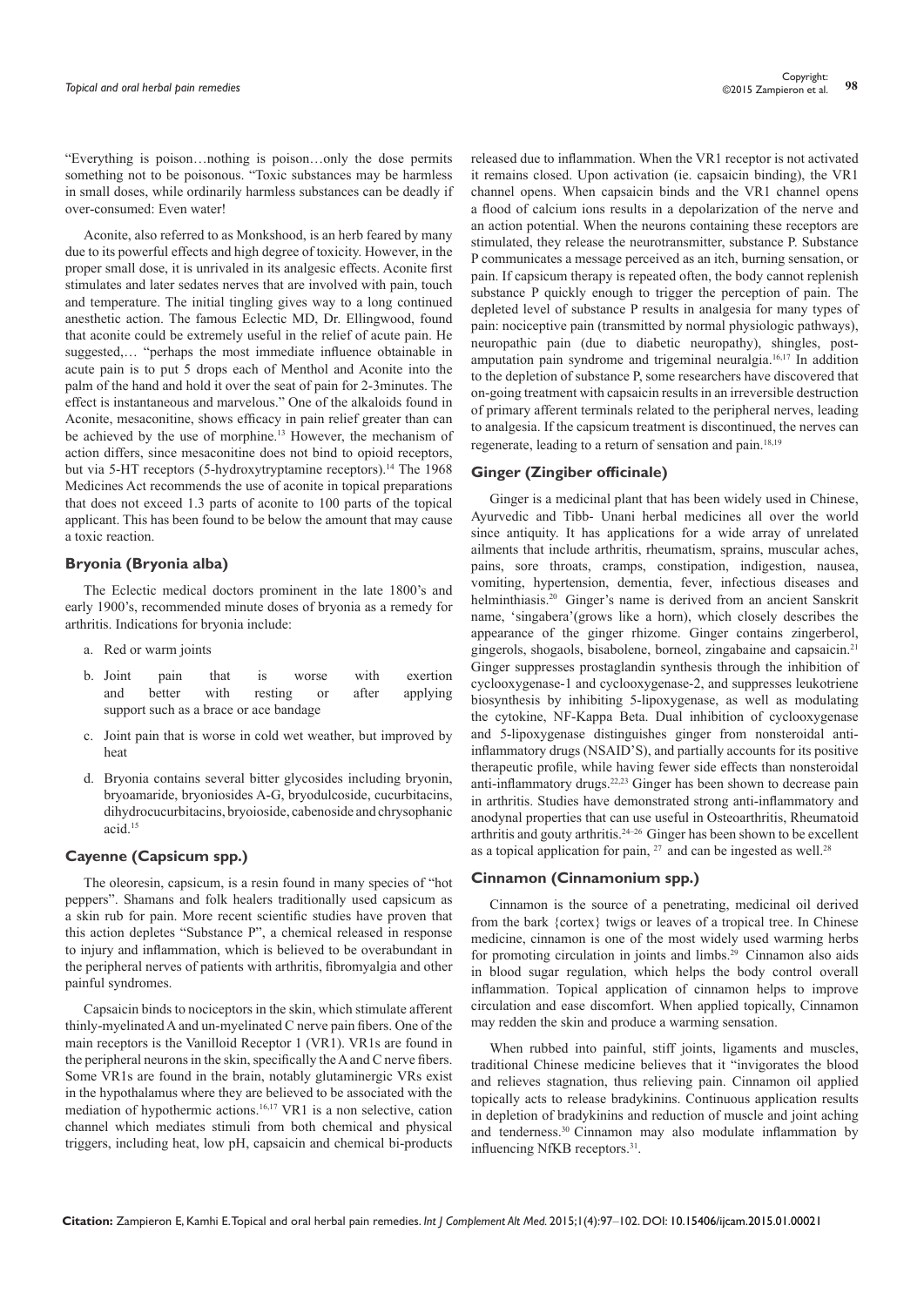"Everything is poison…nothing is poison…only the dose permits something not to be poisonous. "Toxic substances may be harmless in small doses, while ordinarily harmless substances can be deadly if over-consumed: Even water!

Aconite, also referred to as Monkshood, is an herb feared by many due to its powerful effects and high degree of toxicity. However, in the proper small dose, it is unrivaled in its analgesic effects. Aconite first stimulates and later sedates nerves that are involved with pain, touch and temperature. The initial tingling gives way to a long continued anesthetic action. The famous Eclectic MD, Dr. Ellingwood, found that aconite could be extremely useful in the relief of acute pain. He suggested,… "perhaps the most immediate influence obtainable in acute pain is to put 5 drops each of Menthol and Aconite into the palm of the hand and hold it over the seat of pain for 2-3minutes. The effect is instantaneous and marvelous." One of the alkaloids found in Aconite, mesaconitine, shows efficacy in pain relief greater than can be achieved by the use of morphine.[13] However, the mechanism of action differs, since mesaconitine does not bind to opioid receptors, but via 5-HT receptors (5-hydroxytryptamine receptors).[14] The 1968 Medicines Act recommends the use of aconite in topical preparations that does not exceed 1.3 parts of aconite to 100 parts of the topical applicant. This has been found to be below the amount that may cause a toxic reaction.

### Bryonia (Bryonia alba)

The Eclectic medical doctors prominent in the late 1800's and early 1900's, recommended minute doses of bryonia as a remedy for arthritis. Indications for bryonia include:

a. Red or warm joints
b. Joint pain that is worse with exertion and better with resting or after applying support such as a brace or ace bandage
c. Joint pain that is worse in cold wet weather, but improved by heat
d. Bryonia contains several bitter glycosides including bryonin, bryoamaride, bryoniosides A-G, bryodulcoside, cucurbitacins, dihydrocucurbitacins, bryoioside, cabenoside and chrysophanic acid.[15]

### Cayenne (Capsicum spp.)

The oleoresin, capsicum, is a resin found in many species of "hot peppers". Shamans and folk healers traditionally used capsicum as a skin rub for pain. More recent scientific studies have proven that this action depletes "Substance P", a chemical released in response to injury and inflammation, which is believed to be overabundant in the peripheral nerves of patients with arthritis, fibromyalgia and other painful syndromes.

Capsaicin binds to nociceptors in the skin, which stimulate afferent thinly-myelinated A and un-myelinated C nerve pain fibers. One of the main receptors is the Vanilloid Receptor 1 (VR1). VR1s are found in the peripheral neurons in the skin, specifically the A and C nerve fibers. Some VR1s are found in the brain, notably glutaminergic VRs exist in the hypothalamus where they are believed to be associated with the mediation of hypothermic actions.[16,17] VR1 is a non selective, cation channel which mediates stimuli from both chemical and physical triggers, including heat, low pH, capsaicin and chemical bi-products released due to inflammation. When the VR1 receptor is not activated it remains closed. Upon activation (ie. capsaicin binding), the VR1 channel opens. When capsaicin binds and the VR1 channel opens a flood of calcium ions results in a depolarization of the nerve and an action potential. When the neurons containing these receptors are stimulated, they release the neurotransmitter, substance P. Substance P communicates a message perceived as an itch, burning sensation, or pain. If capsicum therapy is repeated often, the body cannot replenish substance P quickly enough to trigger the perception of pain. The depleted level of substance P results in analgesia for many types of pain: nociceptive pain (transmitted by normal physiologic pathways), neuropathic pain (due to diabetic neuropathy), shingles, post-amputation pain syndrome and trigeminal neuralgia.[16,17] In addition to the depletion of substance P, some researchers have discovered that on-going treatment with capsaicin results in an irreversible destruction of primary afferent terminals related to the peripheral nerves, leading to analgesia. If the capsicum treatment is discontinued, the nerves can regenerate, leading to a return of sensation and pain.[18,19]

### Ginger (Zingiber officinale)

Ginger is a medicinal plant that has been widely used in Chinese, Ayurvedic and Tibb- Unani herbal medicines all over the world since antiquity. It has applications for a wide array of unrelated ailments that include arthritis, rheumatism, sprains, muscular aches, pains, sore throats, cramps, constipation, indigestion, nausea, vomiting, hypertension, dementia, fever, infectious diseases and helminthiasis.[20] Ginger's name is derived from an ancient Sanskrit name, 'singabera'(grows like a horn), which closely describes the appearance of the ginger rhizome. Ginger contains zingerberol, gingerols, shogaols, bisabolene, borneol, zingabaine and capsaicin.[21] Ginger suppresses prostaglandin synthesis through the inhibition of cyclooxygenase-1 and cyclooxygenase-2, and suppresses leukotriene biosynthesis by inhibiting 5-lipoxygenase, as well as modulating the cytokine, NF-Kappa Beta. Dual inhibition of cyclooxygenase and 5-lipoxygenase distinguishes ginger from nonsteroidal anti-inflammatory drugs (NSAID'S), and partially accounts for its positive therapeutic profile, while having fewer side effects than nonsteroidal anti-inflammatory drugs.[22,23] Ginger has been shown to decrease pain in arthritis. Studies have demonstrated strong anti-inflammatory and anodynal properties that can use useful in Osteoarthritis, Rheumatoid arthritis and gouty arthritis.[24–26] Ginger has been shown to be excellent as a topical application for pain, [27] and can be ingested as well.[28]

### Cinnamon (Cinnamonium spp.)

Cinnamon is the source of a penetrating, medicinal oil derived from the bark {cortex} twigs or leaves of a tropical tree. In Chinese medicine, cinnamon is one of the most widely used warming herbs for promoting circulation in joints and limbs.[29] Cinnamon also aids in blood sugar regulation, which helps the body control overall inflammation. Topical application of cinnamon helps to improve circulation and ease discomfort. When applied topically, Cinnamon may redden the skin and produce a warming sensation.

When rubbed into painful, stiff joints, ligaments and muscles, traditional Chinese medicine believes that it "invigorates the blood and relieves stagnation, thus relieving pain. Cinnamon oil applied topically acts to release bradykinins. Continuous application results in depletion of bradykinins and reduction of muscle and joint aching and tenderness.[30] Cinnamon may also modulate inflammation by influencing NfKB receptors.[31].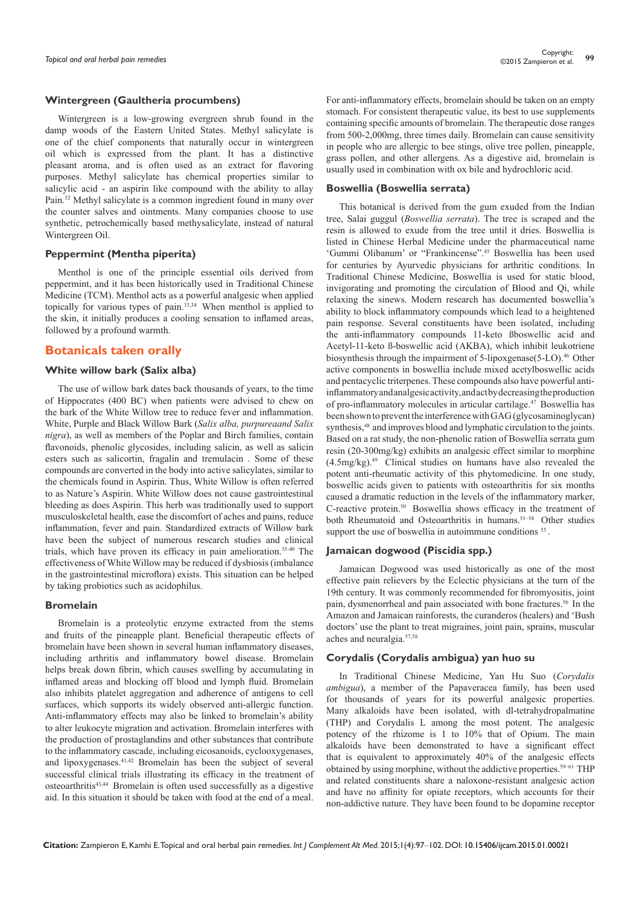### Wintergreen (Gaultheria procumbens)

Wintergreen is a low-growing evergreen shrub found in the damp woods of the Eastern United States. Methyl salicylate is one of the chief components that naturally occur in wintergreen oil which is expressed from the plant. It has a distinctive pleasant aroma, and is often used as an extract for flavoring purposes. Methyl salicylate has chemical properties similar to salicylic acid - an aspirin like compound with the ability to allay Pain.[32] Methyl salicylate is a common ingredient found in many over the counter salves and ointments. Many companies choose to use synthetic, petrochemically based methysalicylate, instead of natural Wintergreen Oil.

### Peppermint (Mentha piperita)

Menthol is one of the principle essential oils derived from peppermint, and it has been historically used in Traditional Chinese Medicine (TCM). Menthol acts as a powerful analgesic when applied topically for various types of pain.[33,34] When menthol is applied to the skin, it initially produces a cooling sensation to inflamed areas, followed by a profound warmth.

## Botanicals taken orally

### White willow bark (Salix alba)

The use of willow bark dates back thousands of years, to the time of Hippocrates (400 BC) when patients were advised to chew on the bark of the White Willow tree to reduce fever and inflammation. White, Purple and Black Willow Bark (*Salix alba, purpureaand Salix nigra*), as well as members of the Poplar and Birch families, contain flavonoids, phenolic glycosides, including salicin, as well as salicin esters such as salicortin, fragalin and tremulacin . Some of these compounds are converted in the body into active salicylates, similar to the chemicals found in Aspirin. Thus, White Willow is often referred to as Nature's Aspirin. White Willow does not cause gastrointestinal bleeding as does Aspirin. This herb was traditionally used to support musculoskeletal health, ease the discomfort of aches and pains, reduce inflammation, fever and pain. Standardized extracts of Willow bark have been the subject of numerous research studies and clinical trials, which have proven its efficacy in pain amelioration.[35-40] The effectiveness of White Willow may be reduced if dysbiosis (imbalance in the gastrointestinal microflora) exists. This situation can be helped by taking probiotics such as acidophilus.

### Bromelain

Bromelain is a proteolytic enzyme extracted from the stems and fruits of the pineapple plant. Beneficial therapeutic effects of bromelain have been shown in several human inflammatory diseases, including arthritis and inflammatory bowel disease. Bromelain helps break down fibrin, which causes swelling by accumulating in inflamed areas and blocking off blood and lymph fluid. Bromelain also inhibits platelet aggregation and adherence of antigens to cell surfaces, which supports its widely observed anti-allergic function. Anti-inflammatory effects may also be linked to bromelain's ability to alter leukocyte migration and activation. Bromelain interferes with the production of prostaglandins and other substances that contribute to the inflammatory cascade, including eicosanoids, cyclooxygenases, and lipoxygenases.[41,42] Bromelain has been the subject of several successful clinical trials illustrating its efficacy in the treatment of osteoarthritis[43,44] Bromelain is often used successfully as a digestive aid. In this situation it should be taken with food at the end of a meal. For anti-inflammatory effects, bromelain should be taken on an empty stomach. For consistent therapeutic value, its best to use supplements containing specific amounts of bromelain. The therapeutic dose ranges from 500-2,000mg, three times daily. Bromelain can cause sensitivity in people who are allergic to bee stings, olive tree pollen, pineapple, grass pollen, and other allergens. As a digestive aid, bromelain is usually used in combination with ox bile and hydrochloric acid.

### Boswellia (Boswellia serrata)

This botanical is derived from the gum exuded from the Indian tree, Salai guggul (*Boswellia serrata*). The tree is scraped and the resin is allowed to exude from the tree until it dries. Boswellia is listed in Chinese Herbal Medicine under the pharmaceutical name 'Gummi Olibanum' or "Frankincense".[45] Boswellia has been used for centuries by Ayurvedic physicians for arthritic conditions. In Traditional Chinese Medicine, Boswellia is used for static blood, invigorating and promoting the circulation of Blood and Qi, while relaxing the sinews. Modern research has documented boswellia's ability to block inflammatory compounds which lead to a heightened pain response. Several constituents have been isolated, including the anti-inflammatory compounds 11-keto ßboswellic acid and Acetyl-11-keto ß-boswellic acid (AKBA), which inhibit leukotriene biosynthesis through the impairment of 5-lipoxgenase(5-LO).[46] Other active components in boswellia include mixed acetylboswellic acids and pentacyclic triterpenes. These compounds also have powerful anti-inflammatory and analgesic activity, and act by decreasing the production of pro-inflammatory molecules in articular cartilage.[47] Boswellia has been shown to prevent the interference with GAG (glycosaminoglycan) synthesis,[48] and improves blood and lymphatic circulation to the joints. Based on a rat study, the non-phenolic ration of Boswellia serrata gum resin (20-300mg/kg) exhibits an analgesic effect similar to morphine (4.5mg/kg).[49] Clinical studies on humans have also revealed the potent anti-rheumatic activity of this phytomedicine. In one study, boswellic acids given to patients with osteoarthritis for six months caused a dramatic reduction in the levels of the inflammatory marker, C-reactive protein.[50] Boswellia shows efficacy in the treatment of both Rheumatoid and Osteoarthritis in humans.[51–54] Other studies support the use of boswellia in autoimmune conditions [55].

### Jamaican dogwood (Piscidia spp.)

Jamaican Dogwood was used historically as one of the most effective pain relievers by the Eclectic physicians at the turn of the 19th century. It was commonly recommended for fibromyositis, joint pain, dysmenorrheal and pain associated with bone fractures.[56] In the Amazon and Jamaican rainforests, the curanderos (healers) and 'Bush doctors' use the plant to treat migraines, joint pain, sprains, muscular aches and neuralgia.[57,58]

### Corydalis (Corydalis ambigua) yan huo su

In Traditional Chinese Medicine, Yan Hu Suo (*Corydalis ambigua*), a member of the Papaveracea family, has been used for thousands of years for its powerful analgesic properties. Many alkaloids have been isolated, with dl-tetrahydropalmatine (THP) and Corydalis L among the most potent. The analgesic potency of the rhizome is 1 to 10% that of Opium. The main alkaloids have been demonstrated to have a significant effect that is equivalent to approximately 40% of the analgesic effects obtained by using morphine, without the addictive properties.[59–61] THP and related constituents share a naloxone-resistant analgesic action and have no affinity for opiate receptors, which accounts for their non-addictive nature. They have been found to be dopamine receptor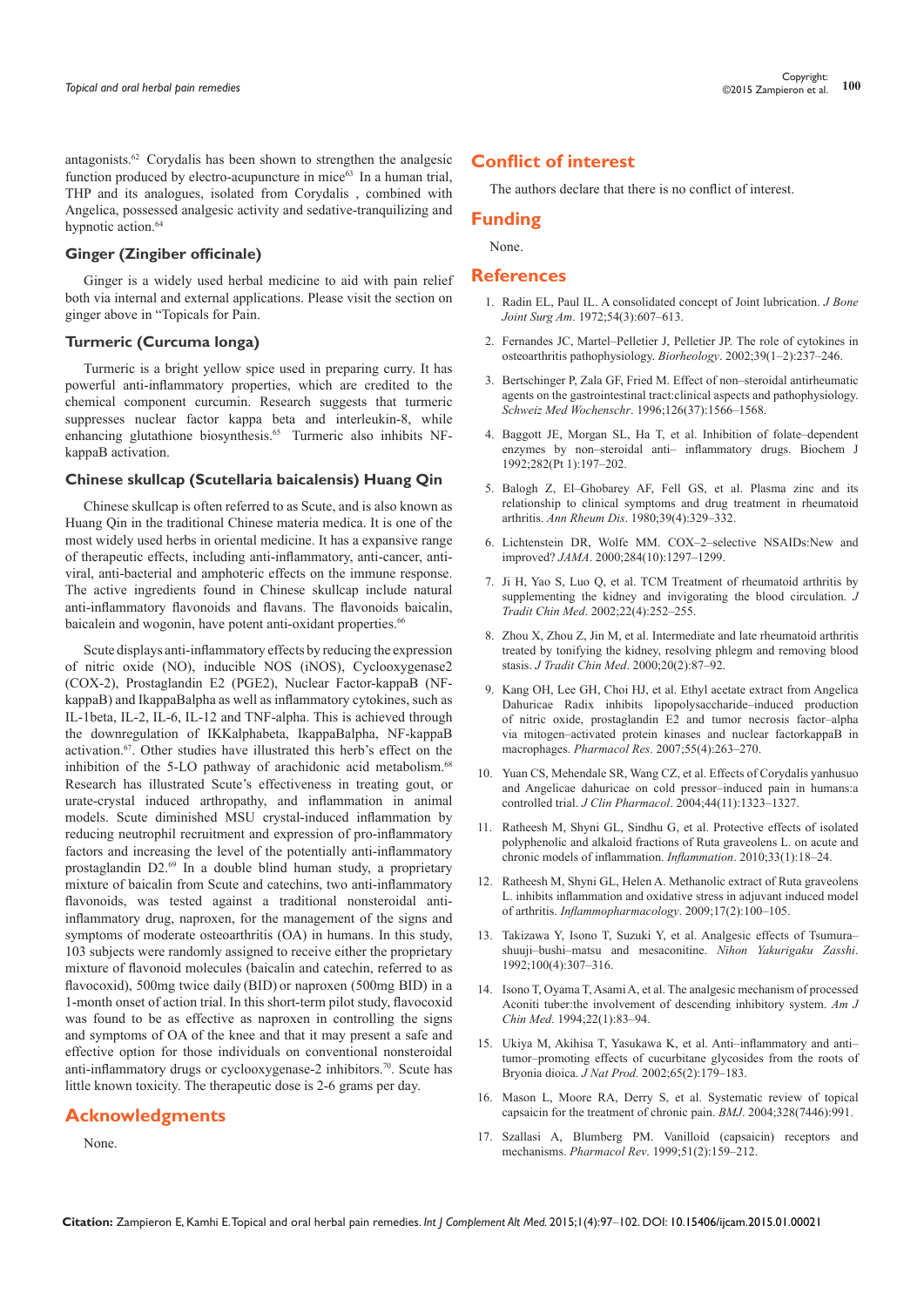antagonists.[62] Corydalis has been shown to strengthen the analgesic function produced by electro-acupuncture in mice[63] In a human trial, THP and its analogues, isolated from Corydalis , combined with Angelica, possessed analgesic activity and sedative-tranquilizing and hypnotic action.[64]

### Ginger (Zingiber officinale)

Ginger is a widely used herbal medicine to aid with pain relief both via internal and external applications. Please visit the section on ginger above in "Topicals for Pain.

### Turmeric (Curcuma longa)

Turmeric is a bright yellow spice used in preparing curry. It has powerful anti-inflammatory properties, which are credited to the chemical component curcumin. Research suggests that turmeric suppresses nuclear factor kappa beta and interleukin-8, while enhancing glutathione biosynthesis.[65] Turmeric also inhibits NF-kappaB activation.

### Chinese skullcap (Scutellaria baicalensis) Huang Qin

Chinese skullcap is often referred to as Scute, and is also known as Huang Qin in the traditional Chinese materia medica. It is one of the most widely used herbs in oriental medicine. It has a expansive range of therapeutic effects, including anti-inflammatory, anti-cancer, anti-viral, anti-bacterial and amphoteric effects on the immune response. The active ingredients found in Chinese skullcap include natural anti-inflammatory flavonoids and flavans. The flavonoids baicalin, baicalein and wogonin, have potent anti-oxidant properties.[66]

Scute displays anti-inflammatory effects by reducing the expression of nitric oxide (NO), inducible NOS (iNOS), Cyclooxygenase2 (COX-2), Prostaglandin E2 (PGE2), Nuclear Factor-kappaB (NF-kappaB) and IkappaBalpha as well as inflammatory cytokines, such as IL-1beta, IL-2, IL-6, IL-12 and TNF-alpha. This is achieved through the downregulation of IKKalphabeta, IkappaBalpha, NF-kappaB activation.[67]. Other studies have illustrated this herb's effect on the inhibition of the 5-LO pathway of arachidonic acid metabolism.[68] Research has illustrated Scute's effectiveness in treating gout, or urate-crystal induced arthropathy, and inflammation in animal models. Scute diminished MSU crystal-induced inflammation by reducing neutrophil recruitment and expression of pro-inflammatory factors and increasing the level of the potentially anti-inflammatory prostaglandin D2.[69] In a double blind human study, a proprietary mixture of baicalin from Scute and catechins, two anti-inflammatory flavonoids, was tested against a traditional nonsteroidal anti-inflammatory drug, naproxen, for the management of the signs and symptoms of moderate osteoarthritis (OA) in humans. In this study, 103 subjects were randomly assigned to receive either the proprietary mixture of flavonoid molecules (baicalin and catechin, referred to as flavocoxid), 500mg twice daily (BID) or naproxen (500mg BID) in a 1-month onset of action trial. In this short-term pilot study, flavocoxid was found to be as effective as naproxen in controlling the signs and symptoms of OA of the knee and that it may present a safe and effective option for those individuals on conventional nonsteroidal anti-inflammatory drugs or cyclooxygenase-2 inhibitors.[70]. Scute has little known toxicity. The therapeutic dose is 2-6 grams per day.

## Acknowledgments

None.

## Conflict of interest

The authors declare that there is no conflict of interest.

## Funding

None.

## References

1. Radin EL, Paul IL. A consolidated concept of Joint lubrication. *J Bone Joint Surg Am*. 1972;54(3):607–613.
2. Fernandes JC, Martel–Pelletier J, Pelletier JP. The role of cytokines in osteoarthritis pathophysiology. *Biorheology*. 2002;39(1–2):237–246.
3. Bertschinger P, Zala GF, Fried M. Effect of non–steroidal antirheumatic agents on the gastrointestinal tract:clinical aspects and pathophysiology. *Schweiz Med Wochenschr*. 1996;126(37):1566–1568.
4. Baggott JE, Morgan SL, Ha T, et al. Inhibition of folate–dependent enzymes by non–steroidal anti– inflammatory drugs. Biochem J 1992;282(Pt 1):197–202.
5. Balogh Z, El–Ghobarey AF, Fell GS, et al. Plasma zinc and its relationship to clinical symptoms and drug treatment in rheumatoid arthritis. *Ann Rheum Dis*. 1980;39(4):329–332.
6. Lichtenstein DR, Wolfe MM. COX–2–selective NSAIDs:New and improved? *JAMA*. 2000;284(10):1297–1299.
7. Ji H, Yao S, Luo Q, et al. TCM Treatment of rheumatoid arthritis by supplementing the kidney and invigorating the blood circulation. *J Tradit Chin Med*. 2002;22(4):252–255.
8. Zhou X, Zhou Z, Jin M, et al. Intermediate and late rheumatoid arthritis treated by tonifying the kidney, resolving phlegm and removing blood stasis. *J Tradit Chin Med*. 2000;20(2):87–92.
9. Kang OH, Lee GH, Choi HJ, et al. Ethyl acetate extract from Angelica Dahuricae Radix inhibits lipopolysaccharide–induced production of nitric oxide, prostaglandin E2 and tumor necrosis factor–alpha via mitogen–activated protein kinases and nuclear factorkappaB in macrophages. *Pharmacol Res*. 2007;55(4):263–270.
10. Yuan CS, Mehendale SR, Wang CZ, et al. Effects of Corydalis yanhusuo and Angelicae dahuricae on cold pressor–induced pain in humans:a controlled trial. *J Clin Pharmacol*. 2004;44(11):1323–1327.
11. Ratheesh M, Shyni GL, Sindhu G, et al. Protective effects of isolated polyphenolic and alkaloid fractions of Ruta graveolens L. on acute and chronic models of inflammation. *Inflammation*. 2010;33(1):18–24.
12. Ratheesh M, Shyni GL, Helen A. Methanolic extract of Ruta graveolens L. inhibits inflammation and oxidative stress in adjuvant induced model of arthritis. *Inflammopharmacology*. 2009;17(2):100–105.
13. Takizawa Y, Isono T, Suzuki Y, et al. Analgesic effects of Tsumura–shuuji–bushi–matsu and mesaconitine. *Nihon Yakurigaku Zasshi*. 1992;100(4):307–316.
14. Isono T, Oyama T, Asami A, et al. The analgesic mechanism of processed Aconiti tuber:the involvement of descending inhibitory system. *Am J Chin Med*. 1994;22(1):83–94.
15. Ukiya M, Akihisa T, Yasukawa K, et al. Anti–inflammatory and anti–tumor–promoting effects of cucurbitane glycosides from the roots of Bryonia dioica. *J Nat Prod.* 2002;65(2):179–183.
16. Mason L, Moore RA, Derry S, et al. Systematic review of topical capsaicin for the treatment of chronic pain. *BMJ*. 2004;328(7446):991.
17. Szallasi A, Blumberg PM. Vanilloid (capsaicin) receptors and mechanisms. *Pharmacol Rev*. 1999;51(2):159–212.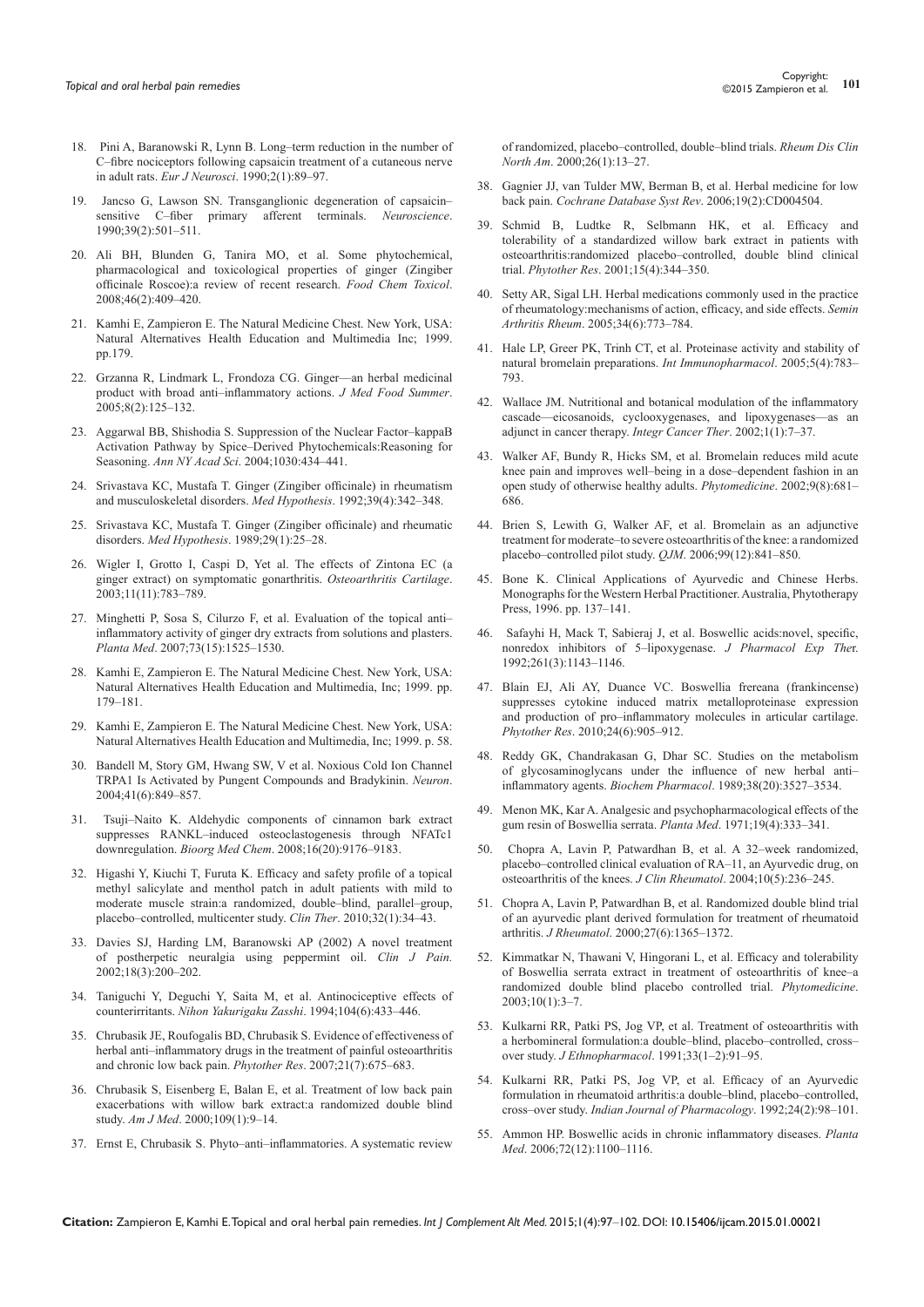18. Pini A, Baranowski R, Lynn B. Long–term reduction in the number of C–fibre nociceptors following capsaicin treatment of a cutaneous nerve in adult rats. *Eur J Neurosci*. 1990;2(1):89–97.
19. Jancso G, Lawson SN. Transganglionic degeneration of capsaicin–sensitive C–fiber primary afferent terminals. *Neuroscience*. 1990;39(2):501–511.
20. Ali BH, Blunden G, Tanira MO, et al. Some phytochemical, pharmacological and toxicological properties of ginger (Zingiber officinale Roscoe):a review of recent research. *Food Chem Toxicol*. 2008;46(2):409–420.
21. Kamhi E, Zampieron E. The Natural Medicine Chest. New York, USA: Natural Alternatives Health Education and Multimedia Inc; 1999. pp.179.
22. Grzanna R, Lindmark L, Frondoza CG. Ginger—an herbal medicinal product with broad anti–inflammatory actions. *J Med Food Summer*. 2005;8(2):125–132.
23. Aggarwal BB, Shishodia S. Suppression of the Nuclear Factor–kappaB Activation Pathway by Spice–Derived Phytochemicals:Reasoning for Seasoning. *Ann NY Acad Sci*. 2004;1030:434–441.
24. Srivastava KC, Mustafa T. Ginger (Zingiber officinale) in rheumatism and musculoskeletal disorders. *Med Hypothesis*. 1992;39(4):342–348.
25. Srivastava KC, Mustafa T. Ginger (Zingiber officinale) and rheumatic disorders. *Med Hypothesis*. 1989;29(1):25–28.
26. Wigler I, Grotto I, Caspi D, Yet al. The effects of Zintona EC (a ginger extract) on symptomatic gonarthritis. *Osteoarthritis Cartilage*. 2003;11(11):783–789.
27. Minghetti P, Sosa S, Cilurzo F, et al. Evaluation of the topical anti–inflammatory activity of ginger dry extracts from solutions and plasters. *Planta Med*. 2007;73(15):1525–1530.
28. Kamhi E, Zampieron E. The Natural Medicine Chest. New York, USA: Natural Alternatives Health Education and Multimedia, Inc; 1999. pp. 179–181.
29. Kamhi E, Zampieron E. The Natural Medicine Chest. New York, USA: Natural Alternatives Health Education and Multimedia, Inc; 1999. p. 58.
30. Bandell M, Story GM, Hwang SW, V et al. Noxious Cold Ion Channel TRPA1 Is Activated by Pungent Compounds and Bradykinin. *Neuron*. 2004;41(6):849–857.
31. Tsuji–Naito K. Aldehydic components of cinnamon bark extract suppresses RANKL–induced osteoclastogenesis through NFATc1 downregulation. *Bioorg Med Chem*. 2008;16(20):9176–9183.
32. Higashi Y, Kiuchi T, Furuta K. Efficacy and safety profile of a topical methyl salicylate and menthol patch in adult patients with mild to moderate muscle strain:a randomized, double–blind, parallel–group, placebo–controlled, multicenter study. *Clin Ther*. 2010;32(1):34–43.
33. Davies SJ, Harding LM, Baranowski AP (2002) A novel treatment of postherpetic neuralgia using peppermint oil. *Clin J Pain*. 2002;18(3):200–202.
34. Taniguchi Y, Deguchi Y, Saita M, et al. Antinociceptive effects of counterirritants. *Nihon Yakurigaku Zasshi*. 1994;104(6):433–446.
35. Chrubasik JE, Roufogalis BD, Chrubasik S. Evidence of effectiveness of herbal anti–inflammatory drugs in the treatment of painful osteoarthritis and chronic low back pain. *Phytother Res*. 2007;21(7):675–683.
36. Chrubasik S, Eisenberg E, Balan E, et al. Treatment of low back pain exacerbations with willow bark extract:a randomized double blind study. *Am J Med*. 2000;109(1):9–14.
37. Ernst E, Chrubasik S. Phyto–anti–inflammatories. A systematic review of randomized, placebo–controlled, double–blind trials. *Rheum Dis Clin North Am*. 2000;26(1):13–27.
38. Gagnier JJ, van Tulder MW, Berman B, et al. Herbal medicine for low back pain. *Cochrane Database Syst Rev*. 2006;19(2):CD004504.
39. Schmid B, Ludtke R, Selbmann HK, et al. Efficacy and tolerability of a standardized willow bark extract in patients with osteoarthritis:randomized placebo–controlled, double blind clinical trial. *Phytother Res*. 2001;15(4):344–350.
40. Setty AR, Sigal LH. Herbal medications commonly used in the practice of rheumatology:mechanisms of action, efficacy, and side effects. *Semin Arthritis Rheum*. 2005;34(6):773–784.
41. Hale LP, Greer PK, Trinh CT, et al. Proteinase activity and stability of natural bromelain preparations. *Int Immunopharmacol*. 2005;5(4):783–793.
42. Wallace JM. Nutritional and botanical modulation of the inflammatory cascade—eicosanoids, cyclooxygenases, and lipoxygenases—as an adjunct in cancer therapy. *Integr Cancer Ther*. 2002;1(1):7–37.
43. Walker AF, Bundy R, Hicks SM, et al. Bromelain reduces mild acute knee pain and improves well–being in a dose–dependent fashion in an open study of otherwise healthy adults. *Phytomedicine*. 2002;9(8):681–686.
44. Brien S, Lewith G, Walker AF, et al. Bromelain as an adjunctive treatment for moderate–to severe osteoarthritis of the knee: a randomized placebo–controlled pilot study. *QJM*. 2006;99(12):841–850.
45. Bone K. Clinical Applications of Ayurvedic and Chinese Herbs. Monographs for the Western Herbal Practitioner. Australia, Phytotherapy Press, 1996. pp. 137–141.
46. Safayhi H, Mack T, Sabieraj J, et al. Boswellic acids:novel, specific, nonredox inhibitors of 5–lipoxygenase. *J Pharmacol Exp Ther*. 1992;261(3):1143–1146.
47. Blain EJ, Ali AY, Duance VC. Boswellia frereana (frankincense) suppresses cytokine induced matrix metalloproteinase expression and production of pro–inflammatory molecules in articular cartilage. *Phytother Res*. 2010;24(6):905–912.
48. Reddy GK, Chandrakasan G, Dhar SC. Studies on the metabolism of glycosaminoglycans under the influence of new herbal anti–inflammatory agents. *Biochem Pharmacol*. 1989;38(20):3527–3534.
49. Menon MK, Kar A. Analgesic and psychopharmacological effects of the gum resin of Boswellia serrata. *Planta Med*. 1971;19(4):333–341.
50. Chopra A, Lavin P, Patwardhan B, et al. A 32–week randomized, placebo–controlled clinical evaluation of RA–11, an Ayurvedic drug, on osteoarthritis of the knees. *J Clin Rheumatol*. 2004;10(5):236–245.
51. Chopra A, Lavin P, Patwardhan B, et al. Randomized double blind trial of an ayurvedic plant derived formulation for treatment of rheumatoid arthritis. *J Rheumatol*. 2000;27(6):1365–1372.
52. Kimmatkar N, Thawani V, Hingorani L, et al. Efficacy and tolerability of Boswellia serrata extract in treatment of osteoarthritis of knee–a randomized double blind placebo controlled trial. *Phytomedicine*. 2003;10(1):3–7.
53. Kulkarni RR, Patki PS, Jog VP, et al. Treatment of osteoarthritis with a herbomineral formulation:a double–blind, placebo–controlled, cross–over study. *J Ethnopharmacol*. 1991;33(1–2):91–95.
54. Kulkarni RR, Patki PS, Jog VP, et al. Efficacy of an Ayurvedic formulation in rheumatoid arthritis:a double–blind, placebo–controlled, cross–over study. *Indian Journal of Pharmacology*. 1992;24(2):98–101.
55. Ammon HP. Boswellic acids in chronic inflammatory diseases. *Planta Med*. 2006;72(12):1100–1116.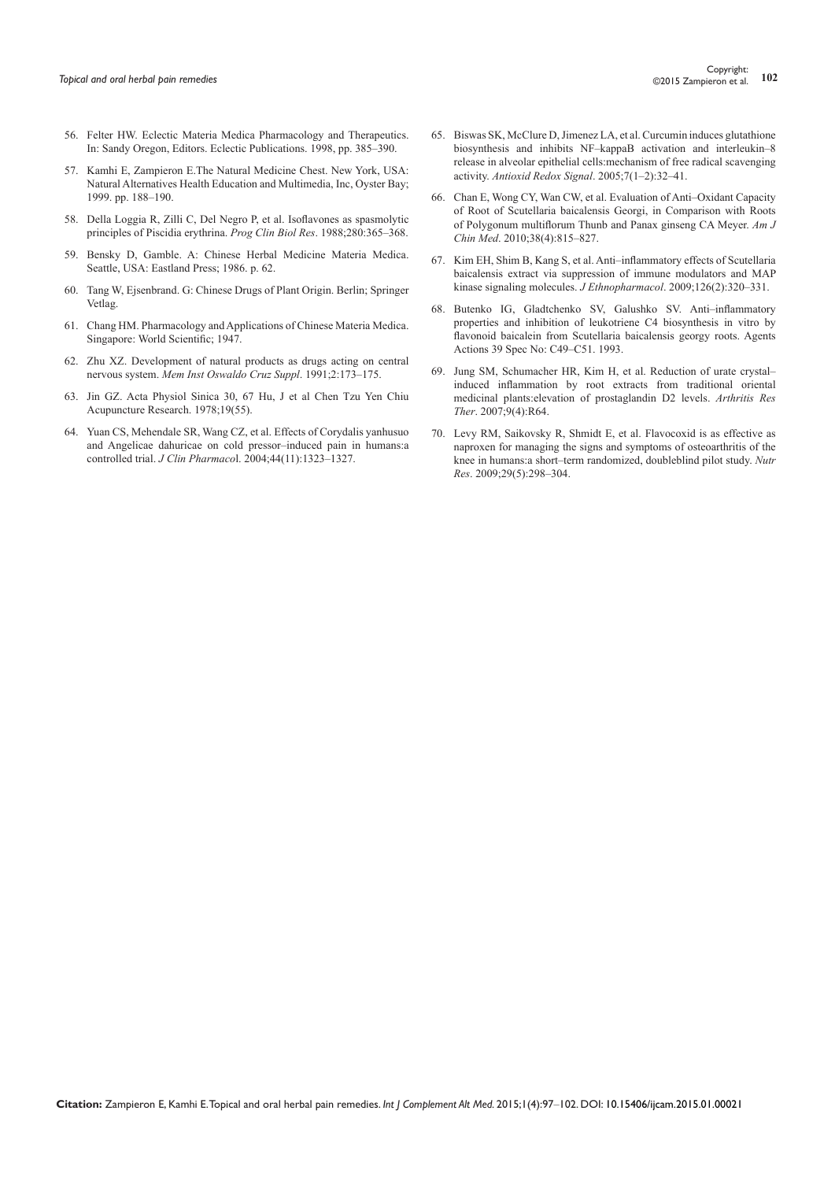56. Felter HW. Eclectic Materia Medica Pharmacology and Therapeutics. In: Sandy Oregon, Editors. Eclectic Publications. 1998, pp. 385–390.
57. Kamhi E, Zampieron E.The Natural Medicine Chest. New York, USA: Natural Alternatives Health Education and Multimedia, Inc, Oyster Bay; 1999. pp. 188–190.
58. Della Loggia R, Zilli C, Del Negro P, et al. Isoflavones as spasmolytic principles of Piscidia erythrina. *Prog Clin Biol Res*. 1988;280:365–368.
59. Bensky D, Gamble. A: Chinese Herbal Medicine Materia Medica. Seattle, USA: Eastland Press; 1986. p. 62.
60. Tang W, Ejsenbrand. G: Chinese Drugs of Plant Origin. Berlin; Springer Vetlag.
61. Chang HM. Pharmacology and Applications of Chinese Materia Medica. Singapore: World Scientific; 1947.
62. Zhu XZ. Development of natural products as drugs acting on central nervous system. *Mem Inst Oswaldo Cruz Suppl*. 1991;2:173–175.
63. Jin GZ. Acta Physiol Sinica 30, 67 Hu, J et al Chen Tzu Yen Chiu Acupuncture Research. 1978;19(55).
64. Yuan CS, Mehendale SR, Wang CZ, et al. Effects of Corydalis yanhusuo and Angelicae dahuricae on cold pressor–induced pain in humans:a controlled trial. *J Clin Pharmaco*l. 2004;44(11):1323–1327.
65. Biswas SK, McClure D, Jimenez LA, et al. Curcumin induces glutathione biosynthesis and inhibits NF–kappaB activation and interleukin–8 release in alveolar epithelial cells:mechanism of free radical scavenging activity. *Antioxid Redox Signal*. 2005;7(1–2):32–41.
66. Chan E, Wong CY, Wan CW, et al. Evaluation of Anti–Oxidant Capacity of Root of Scutellaria baicalensis Georgi, in Comparison with Roots of Polygonum multiflorum Thunb and Panax ginseng CA Meyer. *Am J Chin Med*. 2010;38(4):815–827.
67. Kim EH, Shim B, Kang S, et al. Anti–inflammatory effects of Scutellaria baicalensis extract via suppression of immune modulators and MAP kinase signaling molecules. *J Ethnopharmacol*. 2009;126(2):320–331.
68. Butenko IG, Gladtchenko SV, Galushko SV. Anti–inflammatory properties and inhibition of leukotriene C4 biosynthesis in vitro by flavonoid baicalein from Scutellaria baicalensis georgy roots. Agents Actions 39 Spec No: C49–C51. 1993.
69. Jung SM, Schumacher HR, Kim H, et al. Reduction of urate crystal–induced inflammation by root extracts from traditional oriental medicinal plants:elevation of prostaglandin D2 levels. *Arthritis Res Ther*. 2007;9(4):R64.
70. Levy RM, Saikovsky R, Shmidt E, et al. Flavocoxid is as effective as naproxen for managing the signs and symptoms of osteoarthritis of the knee in humans:a short–term randomized, doubleblind pilot study. *Nutr Res*. 2009;29(5):298–304.